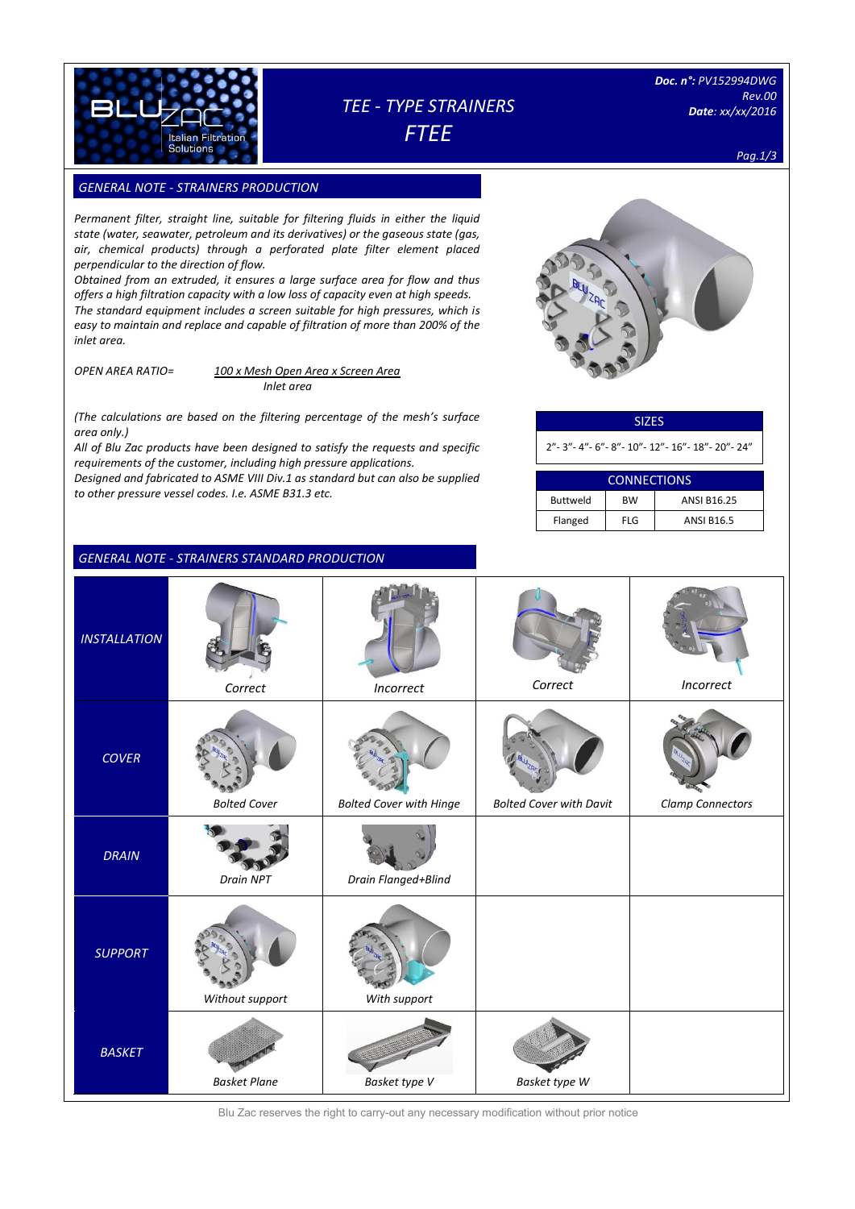# TEE - TYPE STRAINERS
# FTEE

**Doc. n°:** PV152994DWG
Rev.00
**Date**: xx/xx/2016

## GENERAL NOTE - STRAINERS PRODUCTION

*Permanent filter, straight line, suitable for filtering fluids in either the liquid state (water, seawater, petroleum and its derivatives) or the gaseous state (gas, air, chemical products) through a perforated plate filter element placed perpendicular to the direction of flow.*
*Obtained from an extruded, it ensures a large surface area for flow and thus offers a high filtration capacity with a low loss of capacity even at high speeds.*
*The standard equipment includes a screen suitable for high pressures, which is easy to maintain and replace and capable of filtration of more than 200% of the inlet area.*

$$\text{OPEN AREA RATIO} = \frac{100 \times \text{Mesh Open Area} \times \text{Screen Area}}{\text{Inlet area}}$$

*(The calculations are based on the filtering percentage of the mesh's surface area only.)*
*All of Blu Zac products have been designed to satisfy the requests and specific requirements of the customer, including high pressure applications.*
*Designed and fabricated to ASME VIII Div.1 as standard but can also be supplied to other pressure vessel codes. I.e. ASME B31.3 etc.*

| SIZES |
|---|
| 2"- 3"- 4"- 6"- 8"- 10"- 12"- 16"- 18"- 20"- 24" |

| CONNECTIONS | | |
|---|---|---|
| Buttweld | BW | ANSI B16.25 |
| Flanged | FLG | ANSI B16.5 |

## GENERAL NOTE - STRAINERS STANDARD PRODUCTION

| | | | | |
|---|---|---|---|---|
| *INSTALLATION* | Correct | Incorrect | Correct | Incorrect |
| *COVER* | Bolted Cover | Bolted Cover with Hinge | Bolted Cover with Davit | Clamp Connectors |
| *DRAIN* | Drain NPT | Drain Flanged+Blind | | |
| *SUPPORT* | Without support | With support | | |
| *BASKET* | Basket Plane | Basket type V | Basket type W | |

Blu Zac reserves the right to carry-out any necessary modification without prior notice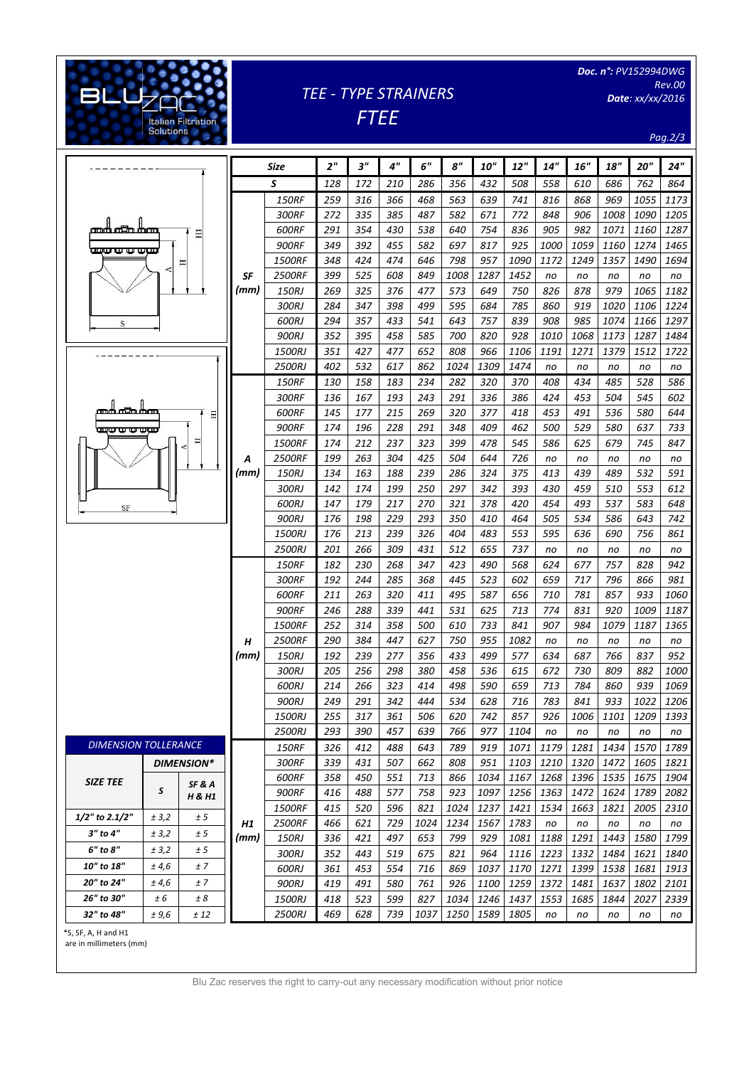# TEE - TYPE STRAINERS

## FTEE

Doc. n°: PV152994DWG
Rev.00
Date: xx/xx/2016

| | Size | 2" | 3" | 4" | 6" | 8" | 10" | 12" | 14" | 16" | 18" | 20" | 24" |
|---|---|---|---|---|---|---|---|---|---|---|---|---|---|
| | S | 128 | 172 | 210 | 286 | 356 | 432 | 508 | 558 | 610 | 686 | 762 | 864 |
| SF (mm) | 150RF | 259 | 316 | 366 | 468 | 563 | 639 | 741 | 816 | 868 | 969 | 1055 | 1173 |
| | 300RF | 272 | 335 | 385 | 487 | 582 | 671 | 772 | 848 | 906 | 1008 | 1090 | 1205 |
| | 600RF | 291 | 354 | 430 | 538 | 640 | 754 | 836 | 905 | 982 | 1071 | 1160 | 1287 |
| | 900RF | 349 | 392 | 455 | 582 | 697 | 817 | 925 | 1000 | 1059 | 1160 | 1274 | 1465 |
| | 1500RF | 348 | 424 | 474 | 646 | 798 | 957 | 1090 | 1172 | 1249 | 1357 | 1490 | 1694 |
| | 2500RF | 399 | 525 | 608 | 849 | 1008 | 1287 | 1452 | no | no | no | no | no |
| | 150RJ | 269 | 325 | 376 | 477 | 573 | 649 | 750 | 826 | 878 | 979 | 1065 | 1182 |
| | 300RJ | 284 | 347 | 398 | 499 | 595 | 684 | 785 | 860 | 919 | 1020 | 1106 | 1224 |
| | 600RJ | 294 | 357 | 433 | 541 | 643 | 757 | 839 | 908 | 985 | 1074 | 1166 | 1297 |
| | 900RJ | 352 | 395 | 458 | 585 | 700 | 820 | 928 | 1010 | 1068 | 1173 | 1287 | 1484 |
| | 1500RJ | 351 | 427 | 477 | 652 | 808 | 966 | 1106 | 1191 | 1271 | 1379 | 1512 | 1722 |
| | 2500RJ | 402 | 532 | 617 | 862 | 1024 | 1309 | 1474 | no | no | no | no | no |
| A (mm) | 150RF | 130 | 158 | 183 | 234 | 282 | 320 | 370 | 408 | 434 | 485 | 528 | 586 |
| | 300RF | 136 | 167 | 193 | 243 | 291 | 336 | 386 | 424 | 453 | 504 | 545 | 602 |
| | 600RF | 145 | 177 | 215 | 269 | 320 | 377 | 418 | 453 | 491 | 536 | 580 | 644 |
| | 900RF | 174 | 196 | 228 | 291 | 348 | 409 | 462 | 500 | 529 | 580 | 637 | 733 |
| | 1500RF | 174 | 212 | 237 | 323 | 399 | 478 | 545 | 586 | 625 | 679 | 745 | 847 |
| | 2500RF | 199 | 263 | 304 | 425 | 504 | 644 | 726 | no | no | no | no | no |
| | 150RJ | 134 | 163 | 188 | 239 | 286 | 324 | 375 | 413 | 439 | 489 | 532 | 591 |
| | 300RJ | 142 | 174 | 199 | 250 | 297 | 342 | 393 | 430 | 459 | 510 | 553 | 612 |
| | 600RJ | 147 | 179 | 217 | 270 | 321 | 378 | 420 | 454 | 493 | 537 | 583 | 648 |
| | 900RJ | 176 | 198 | 229 | 293 | 350 | 410 | 464 | 505 | 534 | 586 | 643 | 742 |
| | 1500RJ | 176 | 213 | 239 | 326 | 404 | 483 | 553 | 595 | 636 | 690 | 756 | 861 |
| | 2500RJ | 201 | 266 | 309 | 431 | 512 | 655 | 737 | no | no | no | no | no |
| H (mm) | 150RF | 182 | 230 | 268 | 347 | 423 | 490 | 568 | 624 | 677 | 757 | 828 | 942 |
| | 300RF | 192 | 244 | 285 | 368 | 445 | 523 | 602 | 659 | 717 | 796 | 866 | 981 |
| | 600RF | 211 | 263 | 320 | 411 | 495 | 587 | 656 | 710 | 781 | 857 | 933 | 1060 |
| | 900RF | 246 | 288 | 339 | 441 | 531 | 625 | 713 | 774 | 831 | 920 | 1009 | 1187 |
| | 1500RF | 252 | 314 | 358 | 500 | 610 | 733 | 841 | 907 | 984 | 1079 | 1187 | 1365 |
| | 2500RF | 290 | 384 | 447 | 627 | 750 | 955 | 1082 | no | no | no | no | no |
| | 150RJ | 192 | 239 | 277 | 356 | 433 | 499 | 577 | 634 | 687 | 766 | 837 | 952 |
| | 300RJ | 205 | 256 | 298 | 380 | 458 | 536 | 615 | 672 | 730 | 809 | 882 | 1000 |
| | 600RJ | 214 | 266 | 323 | 414 | 498 | 590 | 659 | 713 | 784 | 860 | 939 | 1069 |
| | 900RJ | 249 | 291 | 342 | 444 | 534 | 628 | 716 | 783 | 841 | 933 | 1022 | 1206 |
| | 1500RJ | 255 | 317 | 361 | 506 | 620 | 742 | 857 | 926 | 1006 | 1101 | 1209 | 1393 |
| | 2500RJ | 293 | 390 | 457 | 639 | 766 | 977 | 1104 | no | no | no | no | no |
| H1 (mm) | 150RF | 326 | 412 | 488 | 643 | 789 | 919 | 1071 | 1179 | 1281 | 1434 | 1570 | 1789 |
| | 300RF | 339 | 431 | 507 | 662 | 808 | 951 | 1103 | 1210 | 1320 | 1472 | 1605 | 1821 |
| | 600RF | 358 | 450 | 551 | 713 | 866 | 1034 | 1167 | 1268 | 1396 | 1535 | 1675 | 1904 |
| | 900RF | 416 | 488 | 577 | 758 | 923 | 1097 | 1256 | 1363 | 1472 | 1624 | 1789 | 2082 |
| | 1500RF | 415 | 520 | 596 | 821 | 1024 | 1237 | 1421 | 1534 | 1663 | 1821 | 2005 | 2310 |
| | 2500RF | 466 | 621 | 729 | 1024 | 1234 | 1567 | 1783 | no | no | no | no | no |
| | 150RJ | 336 | 421 | 497 | 653 | 799 | 929 | 1081 | 1188 | 1291 | 1443 | 1580 | 1799 |
| | 300RJ | 352 | 443 | 519 | 675 | 821 | 964 | 1116 | 1223 | 1332 | 1484 | 1621 | 1840 |
| | 600RJ | 361 | 453 | 554 | 716 | 869 | 1037 | 1170 | 1271 | 1399 | 1538 | 1681 | 1913 |
| | 900RJ | 419 | 491 | 580 | 761 | 926 | 1100 | 1259 | 1372 | 1481 | 1637 | 1802 | 2101 |
| | 1500RJ | 418 | 523 | 599 | 827 | 1034 | 1246 | 1437 | 1553 | 1685 | 1844 | 2027 | 2339 |
| | 2500RJ | 469 | 628 | 739 | 1037 | 1250 | 1589 | 1805 | no | no | no | no | no |

### DIMENSION TOLLERANCE

| SIZE TEE | DIMENSION* | |
|---|---|---|
| | S | SF & A H & H1 |
| 1/2" to 2.1/2" | ± 3,2 | ± 5 |
| 3" to 4" | ± 3,2 | ± 5 |
| 6" to 8" | ± 3,2 | ± 5 |
| 10" to 18" | ± 4,6 | ± 7 |
| 20" to 24" | ± 4,6 | ± 7 |
| 26" to 30" | ± 6 | ± 8 |
| 32" to 48" | ± 9,6 | ± 12 |

*S, SF, A, H and H1 are in millimeters (mm)

Blu Zac reserves the right to carry-out any necessary modification without prior notice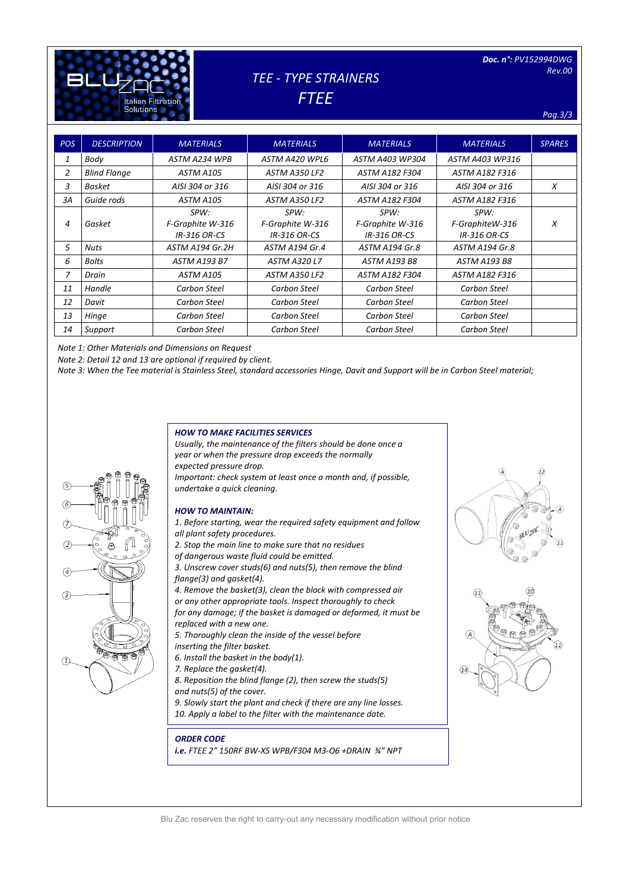# TEE - TYPE STRAINERS

## FTEE

**Doc. n°:** PV152994DWG
Rev.00

| POS | DESCRIPTION | MATERIALS | MATERIALS | MATERIALS | MATERIALS | SPARES |
|---|---|---|---|---|---|---|
| 1 | Body | ASTM A234 WPB | ASTM A420 WPL6 | ASTM A403 WP304 | ASTM A403 WP316 | |
| 2 | Blind Flange | ASTM A105 | ASTM A350 LF2 | ASTM A182 F304 | ASTM A182 F316 | |
| 3 | Basket | AISI 304 or 316 | AISI 304 or 316 | AISI 304 or 316 | AISI 304 or 316 | X |
| 3A | Guide rods | ASTM A105 | ASTM A350 LF2 | ASTM A182 F304 | ASTM A182 F316 | |
| 4 | Gasket | SPW: F-Graphite W-316 IR-316 OR-CS | SPW: F-Graphite W-316 IR-316 OR-CS | SPW: F-Graphite W-316 IR-316 OR-CS | SPW: F-GraphiteW-316 IR-316 OR-CS | X |
| 5 | Nuts | ASTM A194 Gr.2H | ASTM A194 Gr.4 | ASTM A194 Gr.8 | ASTM A194 Gr.8 | |
| 6 | Bolts | ASTM A193 B7 | ASTM A320 L7 | ASTM A193 B8 | ASTM A193 B8 | |
| 7 | Drain | ASTM A105 | ASTM A350 LF2 | ASTM A182 F304 | ASTM A182 F316 | |
| 11 | Handle | Carbon Steel | Carbon Steel | Carbon Steel | Carbon Steel | |
| 12 | Davit | Carbon Steel | Carbon Steel | Carbon Steel | Carbon Steel | |
| 13 | Hinge | Carbon Steel | Carbon Steel | Carbon Steel | Carbon Steel | |
| 14 | Support | Carbon Steel | Carbon Steel | Carbon Steel | Carbon Steel | |

*Note 1: Other Materials and Dimensions on Request*

*Note 2: Detail 12 and 13 are optional if required by client.*

*Note 3: When the Tee material is Stainless Steel, standard accessories Hinge, Davit and Support will be in Carbon Steel material;*

### HOW TO MAKE FACILITIES SERVICES

*Usually, the maintenance of the filters should be done once a year or when the pressure drop exceeds the normally expected pressure drop.*

*Important: check system at least once a month and, if possible, undertake a quick cleaning.*

### HOW TO MAINTAIN:

1. Before starting, wear the required safety equipment and follow all plant safety procedures.
2. Stop the main line to make sure that no residues of dangerous waste fluid could be emitted.
3. Unscrew cover studs(6) and nuts(5), then remove the blind flange(3) and gasket(4).
4. Remove the basket(3), clean the block with compressed air or any other appropriate tools. Inspect thoroughly to check for any damage; if the basket is damaged or deformed, it must be replaced with a new one.
5. Thoroughly clean the inside of the vessel before inserting the filter basket.
6. Install the basket in the body(1).
7. Replace the gasket(4).
8. Reposition the blind flange (2), then screw the studs(5) and nuts(5) of the cover.
9. Slowly start the plant and check if there are any line losses.
10. Apply a label to the filter with the maintenance date.

### ORDER CODE

***i.e.*** *FTEE 2" 150RF BW-XS WPB/F304 M3-O6 +DRAIN ¾" NPT*

Blu Zac reserves the right to carry-out any necessary modification without prior notice